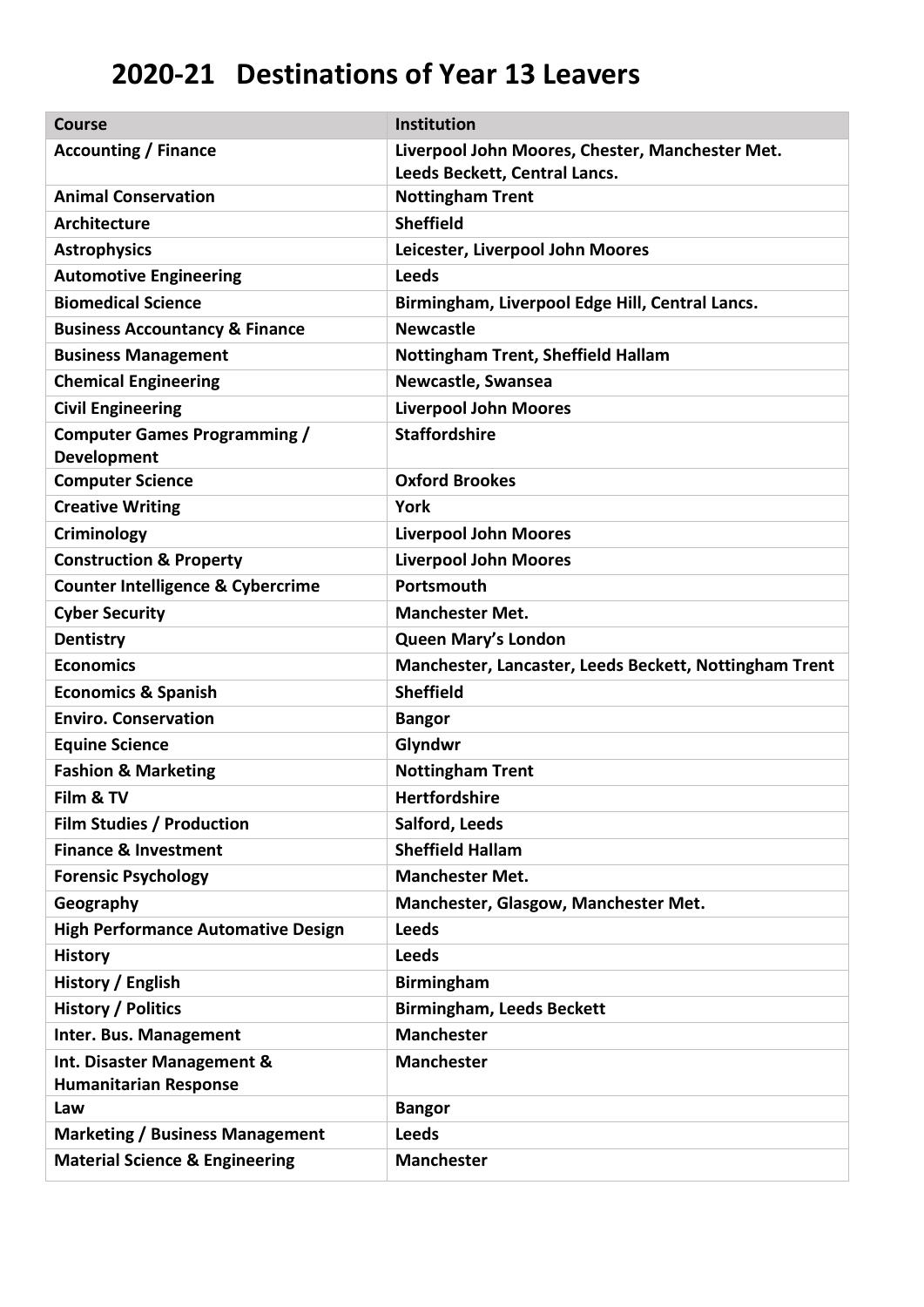# 2020-21 Destinations of Year 13 Leavers

| Course | Institution |
| --- | --- |
| **Accounting / Finance** | **Liverpool John Moores, Chester, Manchester Met. Leeds Beckett, Central Lancs.** |
| **Animal Conservation** | **Nottingham Trent** |
| **Architecture** | **Sheffield** |
| **Astrophysics** | **Leicester, Liverpool John Moores** |
| **Automotive Engineering** | **Leeds** |
| **Biomedical Science** | **Birmingham, Liverpool Edge Hill, Central Lancs.** |
| **Business Accountancy & Finance** | **Newcastle** |
| **Business Management** | **Nottingham Trent, Sheffield Hallam** |
| **Chemical Engineering** | **Newcastle, Swansea** |
| **Civil Engineering** | **Liverpool John Moores** |
| **Computer Games Programming / Development** | **Staffordshire** |
| **Computer Science** | **Oxford Brookes** |
| **Creative Writing** | **York** |
| **Criminology** | **Liverpool John Moores** |
| **Construction & Property** | **Liverpool John Moores** |
| **Counter Intelligence & Cybercrime** | **Portsmouth** |
| **Cyber Security** | **Manchester Met.** |
| **Dentistry** | **Queen Mary's London** |
| **Economics** | **Manchester, Lancaster, Leeds Beckett, Nottingham Trent** |
| **Economics & Spanish** | **Sheffield** |
| **Enviro. Conservation** | **Bangor** |
| **Equine Science** | **Glyndwr** |
| **Fashion & Marketing** | **Nottingham Trent** |
| **Film & TV** | **Hertfordshire** |
| **Film Studies / Production** | **Salford, Leeds** |
| **Finance & Investment** | **Sheffield Hallam** |
| **Forensic Psychology** | **Manchester Met.** |
| **Geography** | **Manchester, Glasgow, Manchester Met.** |
| **High Performance Automative Design** | **Leeds** |
| **History** | **Leeds** |
| **History / English** | **Birmingham** |
| **History / Politics** | **Birmingham, Leeds Beckett** |
| **Inter. Bus. Management** | **Manchester** |
| **Int. Disaster Management & Humanitarian Response** | **Manchester** |
| **Law** | **Bangor** |
| **Marketing / Business Management** | **Leeds** |
| **Material Science & Engineering** | **Manchester** |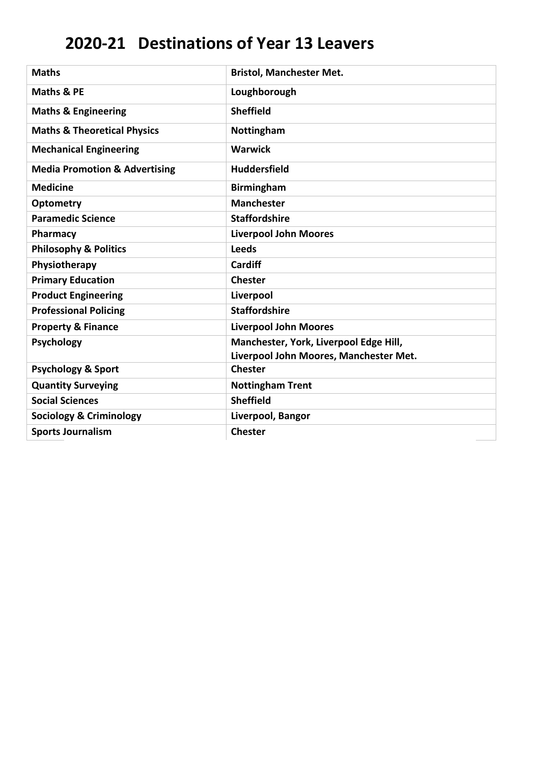# 2020-21 Destinations of Year 13 Leavers

| | |
|---|---|
| **Maths** | **Bristol, Manchester Met.** |
| **Maths & PE** | **Loughborough** |
| **Maths & Engineering** | **Sheffield** |
| **Maths & Theoretical Physics** | **Nottingham** |
| **Mechanical Engineering** | **Warwick** |
| **Media Promotion & Advertising** | **Huddersfield** |
| **Medicine** | **Birmingham** |
| **Optometry** | **Manchester** |
| **Paramedic Science** | **Staffordshire** |
| **Pharmacy** | **Liverpool John Moores** |
| **Philosophy & Politics** | **Leeds** |
| **Physiotherapy** | **Cardiff** |
| **Primary Education** | **Chester** |
| **Product Engineering** | **Liverpool** |
| **Professional Policing** | **Staffordshire** |
| **Property & Finance** | **Liverpool John Moores** |
| **Psychology** | **Manchester, York, Liverpool Edge Hill, Liverpool John Moores, Manchester Met.** |
| **Psychology & Sport** | **Chester** |
| **Quantity Surveying** | **Nottingham Trent** |
| **Social Sciences** | **Sheffield** |
| **Sociology & Criminology** | **Liverpool, Bangor** |
| **Sports Journalism** | **Chester** |